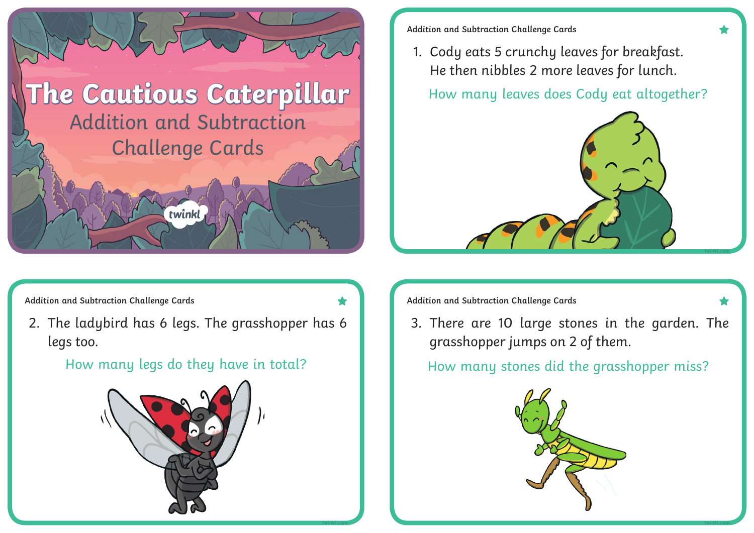# The Cautious Caterpillar

## Addition and Subtraction Challenge Cards

Addition and Subtraction Challenge Cards

1. Cody eats 5 crunchy leaves for breakfast. He then nibbles 2 more leaves for lunch.

   How many leaves does Cody eat altogether?

Addition and Subtraction Challenge Cards

2. The ladybird has 6 legs. The grasshopper has 6 legs too.

   How many legs do they have in total?

Addition and Subtraction Challenge Cards

3. There are 10 large stones in the garden. The grasshopper jumps on 2 of them.

   How many stones did the grasshopper miss?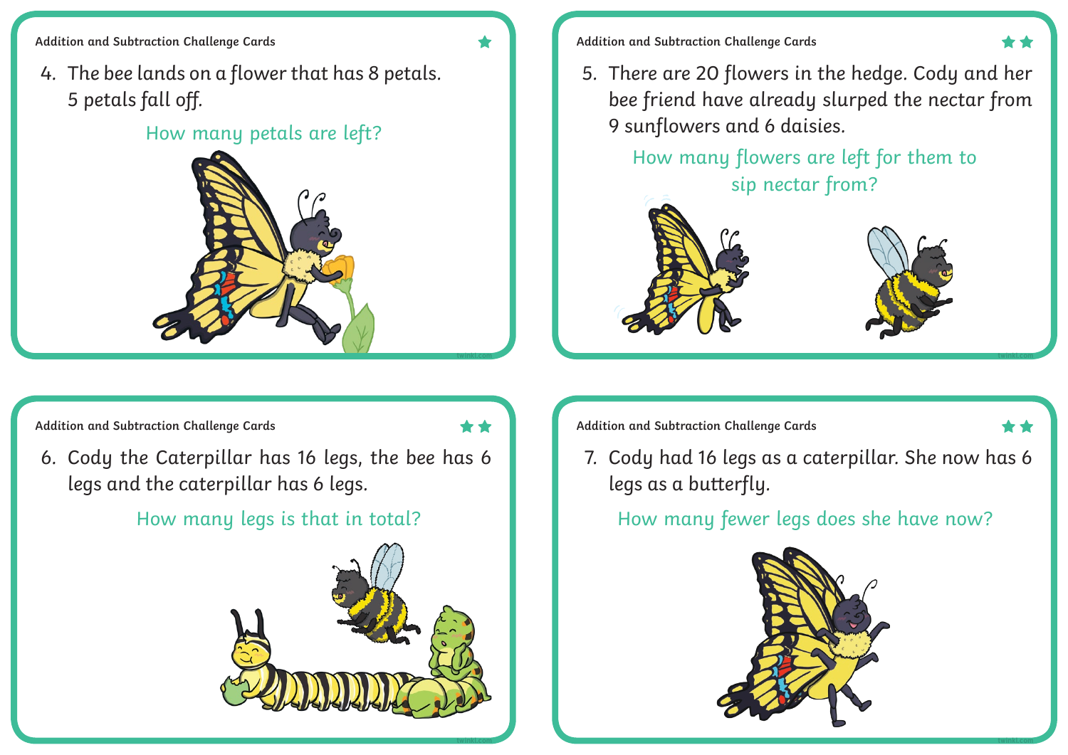Addition and Subtraction Challenge Cards ★

4. The bee lands on a flower that has 8 petals. 5 petals fall off.

How many petals are left?

Addition and Subtraction Challenge Cards ★★

5. There are 20 flowers in the hedge. Cody and her bee friend have already slurped the nectar from 9 sunflowers and 6 daisies.

How many flowers are left for them to sip nectar from?

Addition and Subtraction Challenge Cards ★★

6. Cody the Caterpillar has 16 legs, the bee has 6 legs and the caterpillar has 6 legs.

How many legs is that in total?

Addition and Subtraction Challenge Cards ★★

7. Cody had 16 legs as a caterpillar. She now has 6 legs as a butterfly.

How many fewer legs does she have now?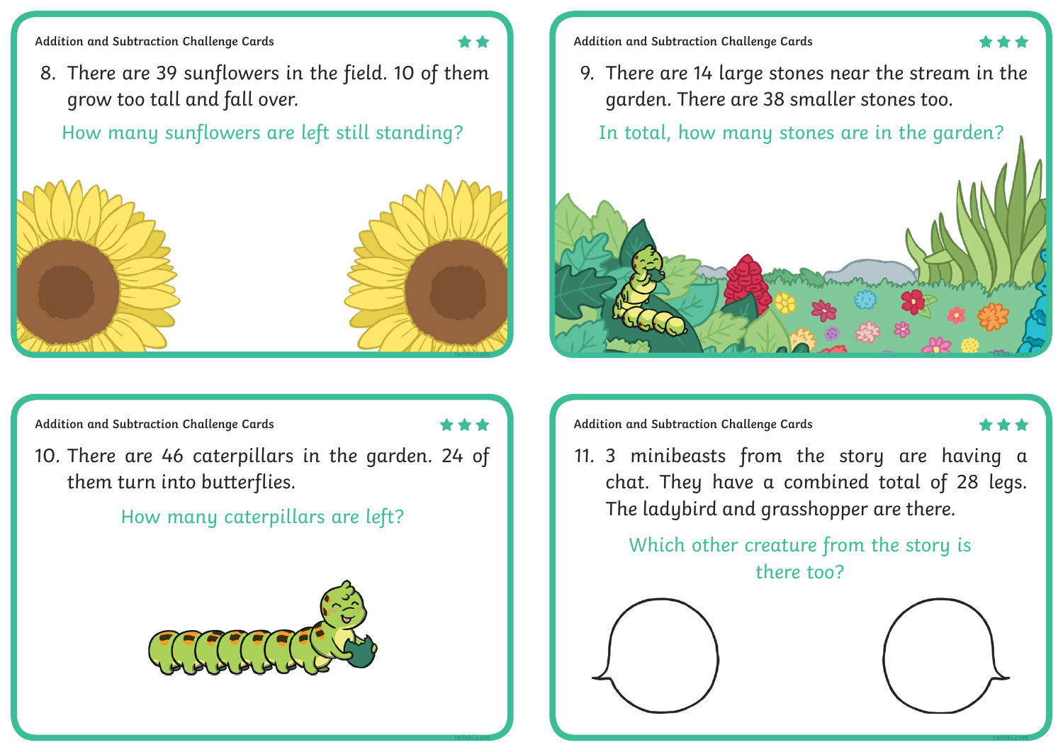Addition and Subtraction Challenge Cards

8. There are 39 sunflowers in the field. 10 of them grow too tall and fall over.

How many sunflowers are left still standing?

Addition and Subtraction Challenge Cards

9. There are 14 large stones near the stream in the garden. There are 38 smaller stones too.

In total, how many stones are in the garden?

Addition and Subtraction Challenge Cards

10. There are 46 caterpillars in the garden. 24 of them turn into butterflies.

How many caterpillars are left?

Addition and Subtraction Challenge Cards

11. 3 minibeasts from the story are having a chat. They have a combined total of 28 legs. The ladybird and grasshopper are there.

Which other creature from the story is there too?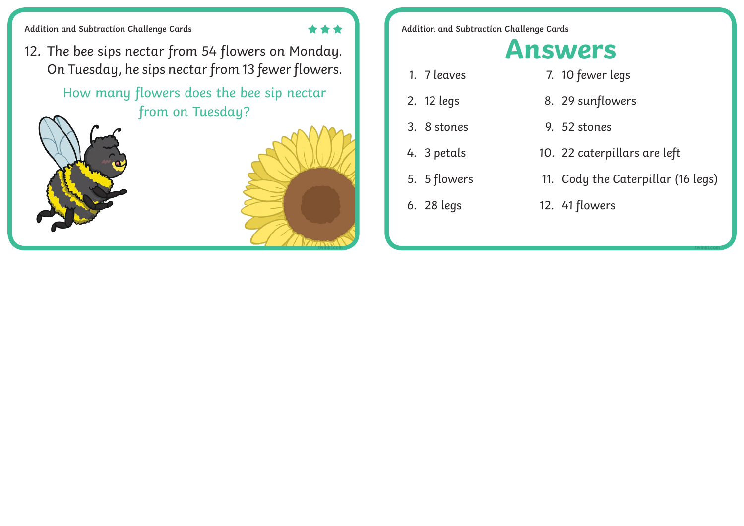Addition and Subtraction Challenge Cards

12. The bee sips nectar from 54 flowers on Monday. On Tuesday, he sips nectar from 13 fewer flowers.

How many flowers does the bee sip nectar from on Tuesday?

Addition and Subtraction Challenge Cards

# Answers

1. 7 leaves
2. 12 legs
3. 8 stones
4. 3 petals
5. 5 flowers
6. 28 legs
7. 10 fewer legs
8. 29 sunflowers
9. 52 stones
10. 22 caterpillars are left
11. Cody the Caterpillar (16 legs)
12. 41 flowers